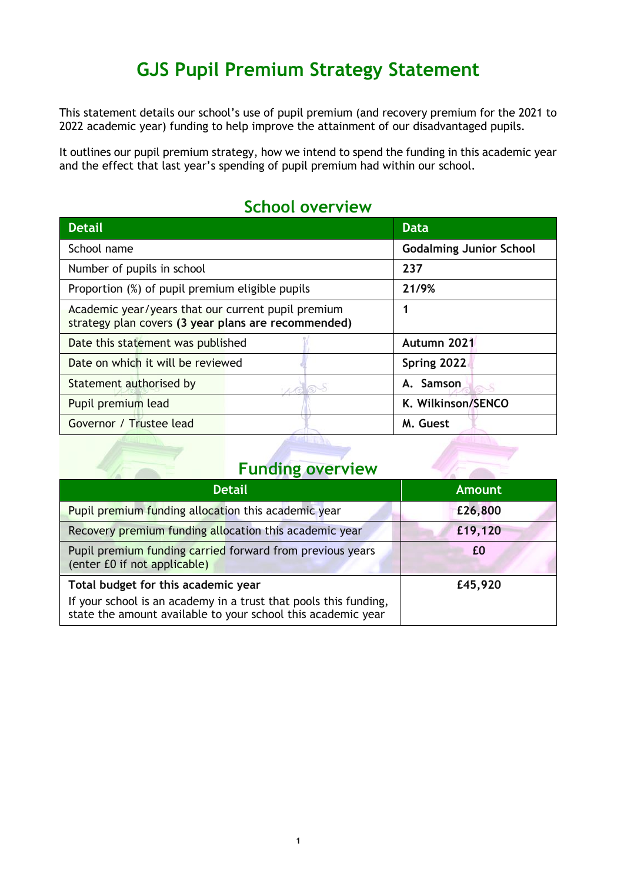# GJS Pupil Premium Strategy Statement

This statement details our school's use of pupil premium (and recovery premium for the 2021 to 2022 academic year) funding to help improve the attainment of our disadvantaged pupils.

It outlines our pupil premium strategy, how we intend to spend the funding in this academic year and the effect that last year's spending of pupil premium had within our school.

## School overview

| Detail | Data |
|---|---|
| School name | **Godalming Junior School** |
| Number of pupils in school | **237** |
| Proportion (%) of pupil premium eligible pupils | **21/9%** |
| Academic year/years that our current pupil premium strategy plan covers **(3 year plans are recommended)** | **1** |
| Date this statement was published | **Autumn 2021** |
| Date on which it will be reviewed | **Spring 2022** |
| Statement authorised by | **A. Samson** |
| Pupil premium lead | **K. Wilkinson/SENCO** |
| Governor / Trustee lead | **M. Guest** |

## Funding overview

| Detail | Amount |
|---|---|
| Pupil premium funding allocation this academic year | **£26,800** |
| Recovery premium funding allocation this academic year | **£19,120** |
| Pupil premium funding carried forward from previous years (enter £0 if not applicable) | **£0** |
| **Total budget for this academic year**<br>If your school is an academy in a trust that pools this funding, state the amount available to your school this academic year | **£45,920** |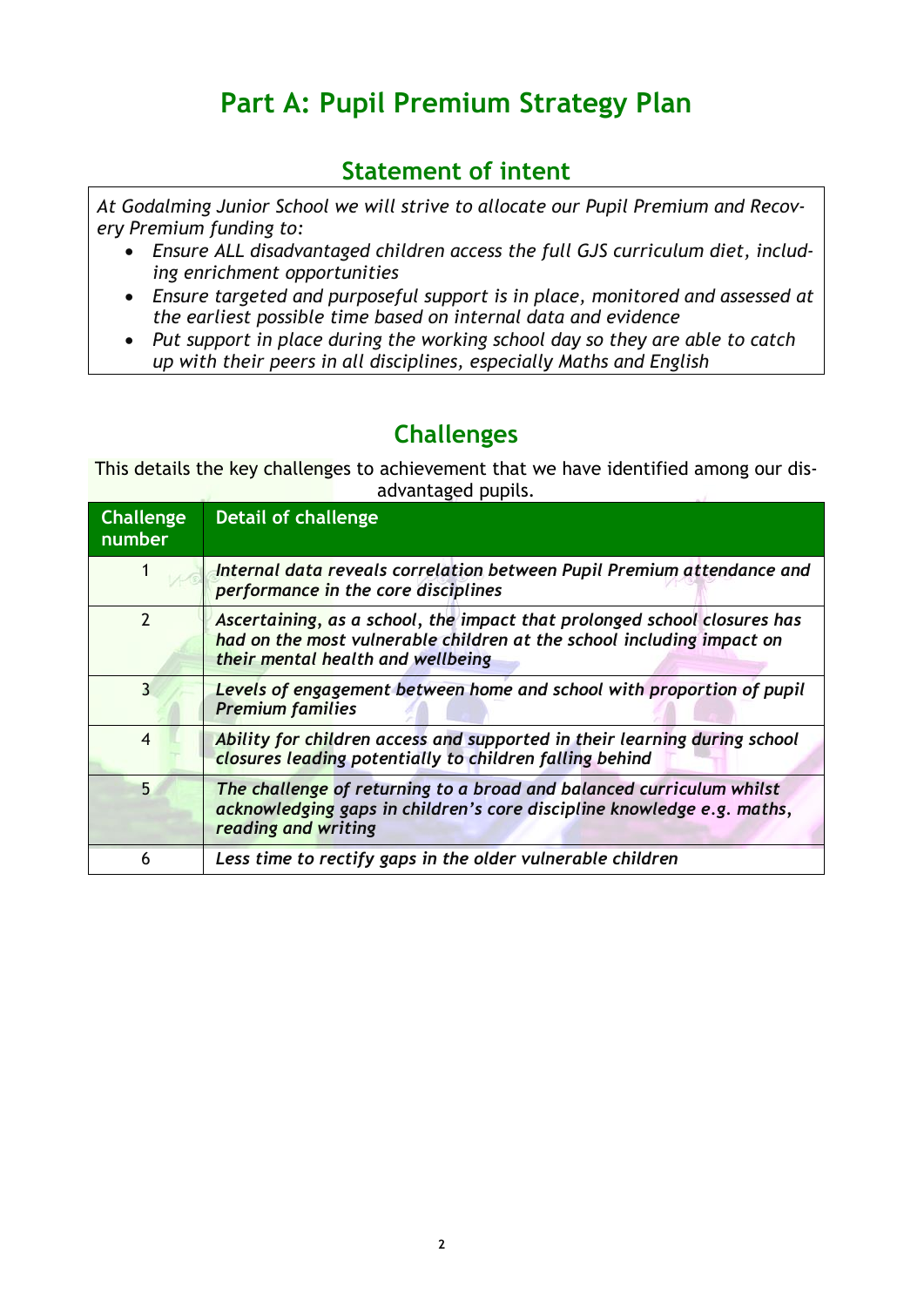# Part A: Pupil Premium Strategy Plan

## Statement of intent

*At Godalming Junior School we will strive to allocate our Pupil Premium and Recovery Premium funding to:*

- *Ensure ALL disadvantaged children access the full GJS curriculum diet, including enrichment opportunities*
- *Ensure targeted and purposeful support is in place, monitored and assessed at the earliest possible time based on internal data and evidence*
- *Put support in place during the working school day so they are able to catch up with their peers in all disciplines, especially Maths and English*

## Challenges

This details the key challenges to achievement that we have identified among our disadvantaged pupils.

| Challenge number | Detail of challenge |
|---|---|
| 1 | ***Internal data reveals correlation between Pupil Premium attendance and performance in the core disciplines*** |
| 2 | ***Ascertaining, as a school, the impact that prolonged school closures has had on the most vulnerable children at the school including impact on their mental health and wellbeing*** |
| 3 | ***Levels of engagement between home and school with proportion of pupil Premium families*** |
| 4 | ***Ability for children access and supported in their learning during school closures leading potentially to children falling behind*** |
| 5 | ***The challenge of returning to a broad and balanced curriculum whilst acknowledging gaps in children's core discipline knowledge e.g. maths, reading and writing*** |
| 6 | ***Less time to rectify gaps in the older vulnerable children*** |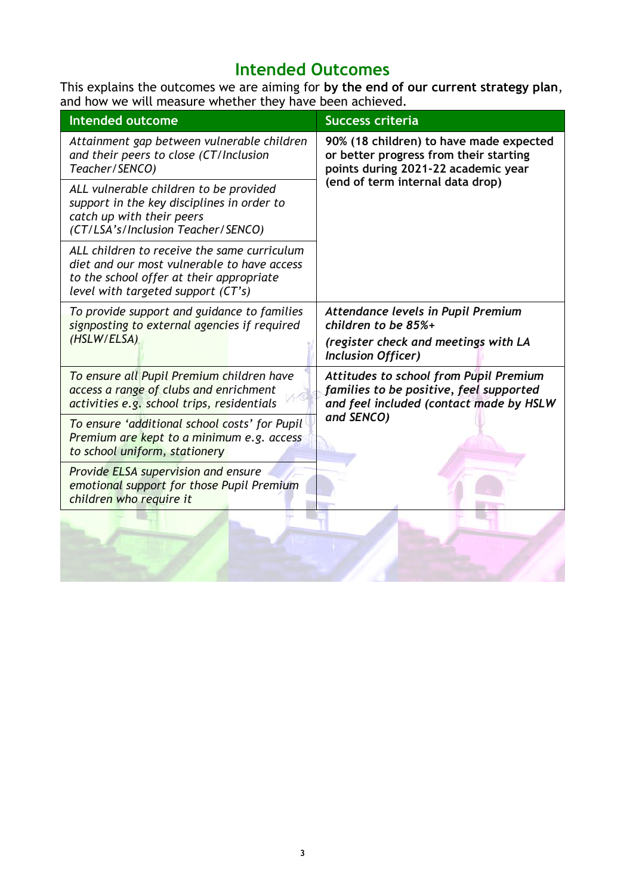## Intended Outcomes

This explains the outcomes we are aiming for **by the end of our current strategy plan**, and how we will measure whether they have been achieved.

| Intended outcome | Success criteria |
|---|---|
| *Attainment gap between vulnerable children and their peers to close (CT/Inclusion Teacher/SENCO)* | **90% (18 children) to have made expected or better progress from their starting points during 2021-22 academic year (end of term internal data drop)** |
| *ALL vulnerable children to be provided support in the key disciplines in order to catch up with their peers (CT/LSA's/Inclusion Teacher/SENCO)* | |
| *ALL children to receive the same curriculum diet and our most vulnerable to have access to the school offer at their appropriate level with targeted support (CT's)* | |
| *To provide support and guidance to families signposting to external agencies if required (HSLW/ELSA)* | ***Attendance levels in Pupil Premium children to be 85%+*** <br> ***(register check and meetings with LA Inclusion Officer)*** |
| *To ensure all Pupil Premium children have access a range of clubs and enrichment activities e.g. school trips, residentials* | ***Attitudes to school from Pupil Premium families to be positive, feel supported and feel included (contact made by HSLW and SENCO)*** |
| *To ensure 'additional school costs' for Pupil Premium are kept to a minimum e.g. access to school uniform, stationery* | |
| *Provide ELSA supervision and ensure emotional support for those Pupil Premium children who require it* | |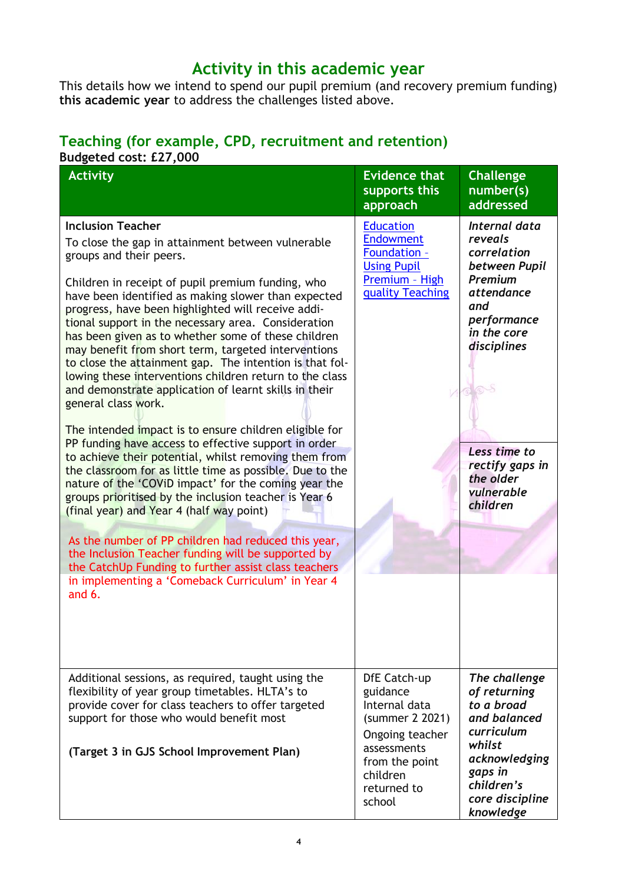## Activity in this academic year

This details how we intend to spend our pupil premium (and recovery premium funding) **this academic year** to address the challenges listed above.

### Teaching (for example, CPD, recruitment and retention)

**Budgeted cost: £27,000**

| Activity | Evidence that supports this approach | Challenge number(s) addressed |
|---|---|---|
| **Inclusion Teacher**<br>To close the gap in attainment between vulnerable groups and their peers.<br><br>Children in receipt of pupil premium funding, who have been identified as making slower than expected progress, have been highlighted will receive additional support in the necessary area. Consideration has been given as to whether some of these children may benefit from short term, targeted interventions to close the attainment gap. The intention is that following these interventions children return to the class and demonstrate application of learnt skills in their general class work.<br><br>The intended impact is to ensure children eligible for PP funding have access to effective support in order to achieve their potential, whilst removing them from the classroom for as little time as possible. Due to the nature of the 'COViD impact' for the coming year the groups prioritised by the inclusion teacher is Year 6 (final year) and Year 4 (half way point)<br><br>As the number of PP children had reduced this year, the Inclusion Teacher funding will be supported by the CatchUp Funding to further assist class teachers in implementing a 'Comeback Curriculum' in Year 4 and 6. | Education Endowment Foundation – Using Pupil Premium – High quality Teaching | *Internal data reveals correlation between Pupil Premium attendance and performance in the core disciplines*<br><br>*Less time to rectify gaps in the older vulnerable children* |
| Additional sessions, as required, taught using the flexibility of year group timetables. HLTA's to provide cover for class teachers to offer targeted support for those who would benefit most<br><br>**(Target 3 in GJS School Improvement Plan)** | DfE Catch-up guidance<br>Internal data (summer 2 2021)<br>Ongoing teacher assessments from the point children returned to school | *The challenge of returning to a broad and balanced curriculum whilst acknowledging gaps in children's core discipline knowledge* |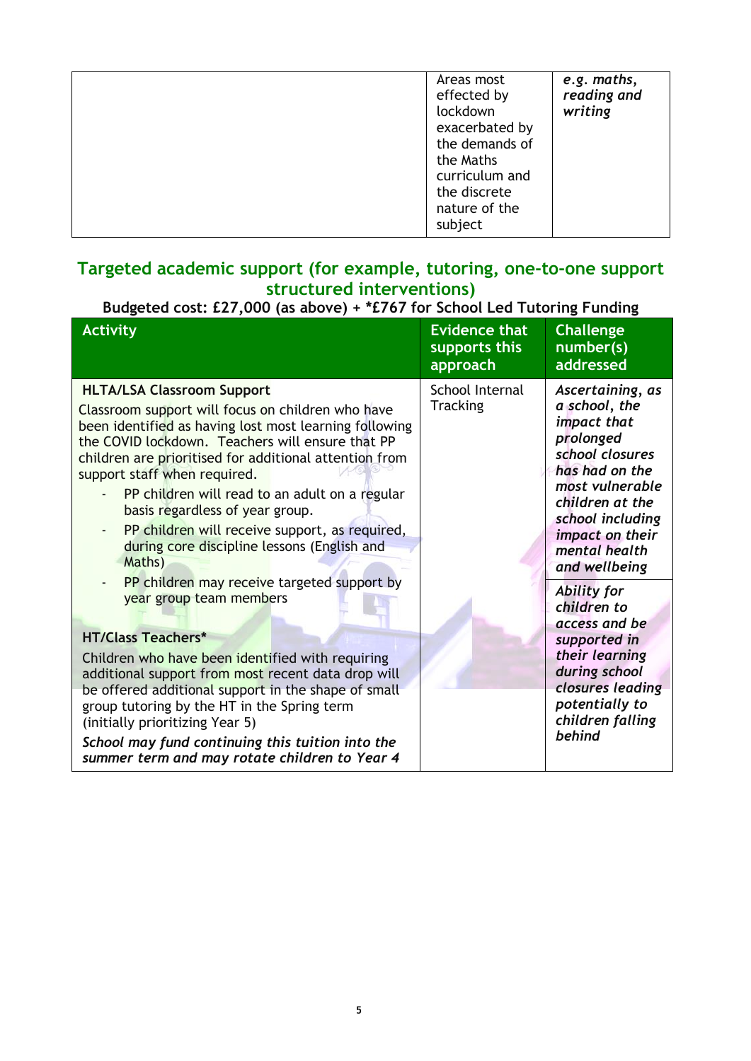| | | |
|---|---|---|
| | Areas most effected by lockdown exacerbated by the demands of the Maths curriculum and the discrete nature of the subject | ***e.g. maths, reading and writing*** |

## Targeted academic support (for example, tutoring, one-to-one support structured interventions)

**Budgeted cost: £27,000 (as above) + *£767 for School Led Tutoring Funding**

| Activity | Evidence that supports this approach | Challenge number(s) addressed |
|---|---|---|
| **HLTA/LSA Classroom Support**<br>Classroom support will focus on children who have been identified as having lost most learning following the COVID lockdown. Teachers will ensure that PP children are prioritised for additional attention from support staff when required.<br>- PP children will read to an adult on a regular basis regardless of year group.<br>- PP children will receive support, as required, during core discipline lessons (English and Maths)<br>- PP children may receive targeted support by year group team members<br><br>**HT/Class Teachers***<br>Children who have been identified with requiring additional support from most recent data drop will be offered additional support in the shape of small group tutoring by the HT in the Spring term (initially prioritizing Year 5)<br>*School may fund continuing this tuition into the summer term and may rotate children to Year 4* | School Internal Tracking | *Ascertaining, as a school, the impact that prolonged school closures has had on the most vulnerable children at the school including impact on their mental health and wellbeing*<br><br>*Ability for children to access and be supported in their learning during school closures leading potentially to children falling behind* |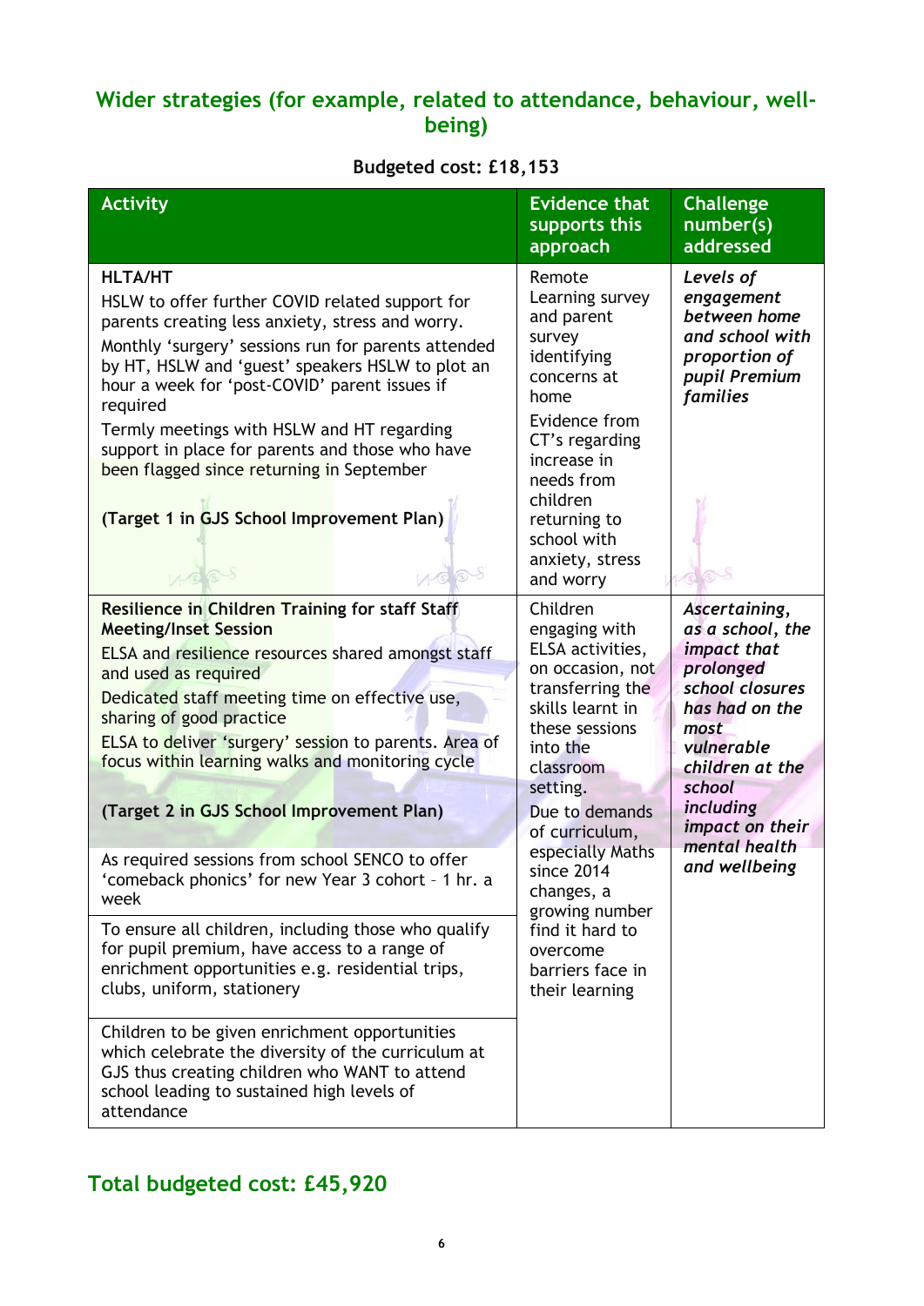## Wider strategies (for example, related to attendance, behaviour, well-being)

**Budgeted cost: £18,153**

| Activity | Evidence that supports this approach | Challenge number(s) addressed |
|---|---|---|
| **HLTA/HT**<br>HSLW to offer further COVID related support for parents creating less anxiety, stress and worry.<br>Monthly 'surgery' sessions run for parents attended by HT, HSLW and 'guest' speakers HSLW to plot an hour a week for 'post-COVID' parent issues if required<br>Termly meetings with HSLW and HT regarding support in place for parents and those who have been flagged since returning in September<br><br>**(Target 1 in GJS School Improvement Plan)** | Remote Learning survey and parent survey identifying concerns at home<br>Evidence from CT's regarding increase in needs from children returning to school with anxiety, stress and worry | ***Levels of engagement between home and school with proportion of pupil Premium families*** |
| **Resilience in Children Training for staff Staff Meeting/Inset Session**<br>ELSA and resilience resources shared amongst staff and used as required<br>Dedicated staff meeting time on effective use, sharing of good practice<br>ELSA to deliver 'surgery' session to parents. Area of focus within learning walks and monitoring cycle<br><br>**(Target 2 in GJS School Improvement Plan)** | Children engaging with ELSA activities, on occasion, not transferring the skills learnt in these sessions into the classroom setting.<br>Due to demands of curriculum, especially Maths since 2014 changes, a growing number find it hard to overcome barriers face in their learning | ***Ascertaining, as a school, the impact that prolonged school closures has had on the most vulnerable children at the school including impact on their mental health and wellbeing*** |
| As required sessions from school SENCO to offer 'comeback phonics' for new Year 3 cohort – 1 hr. a week | | |
| To ensure all children, including those who qualify for pupil premium, have access to a range of enrichment opportunities e.g. residential trips, clubs, uniform, stationery | | |
| Children to be given enrichment opportunities which celebrate the diversity of the curriculum at GJS thus creating children who WANT to attend school leading to sustained high levels of attendance | | |

## Total budgeted cost: £45,920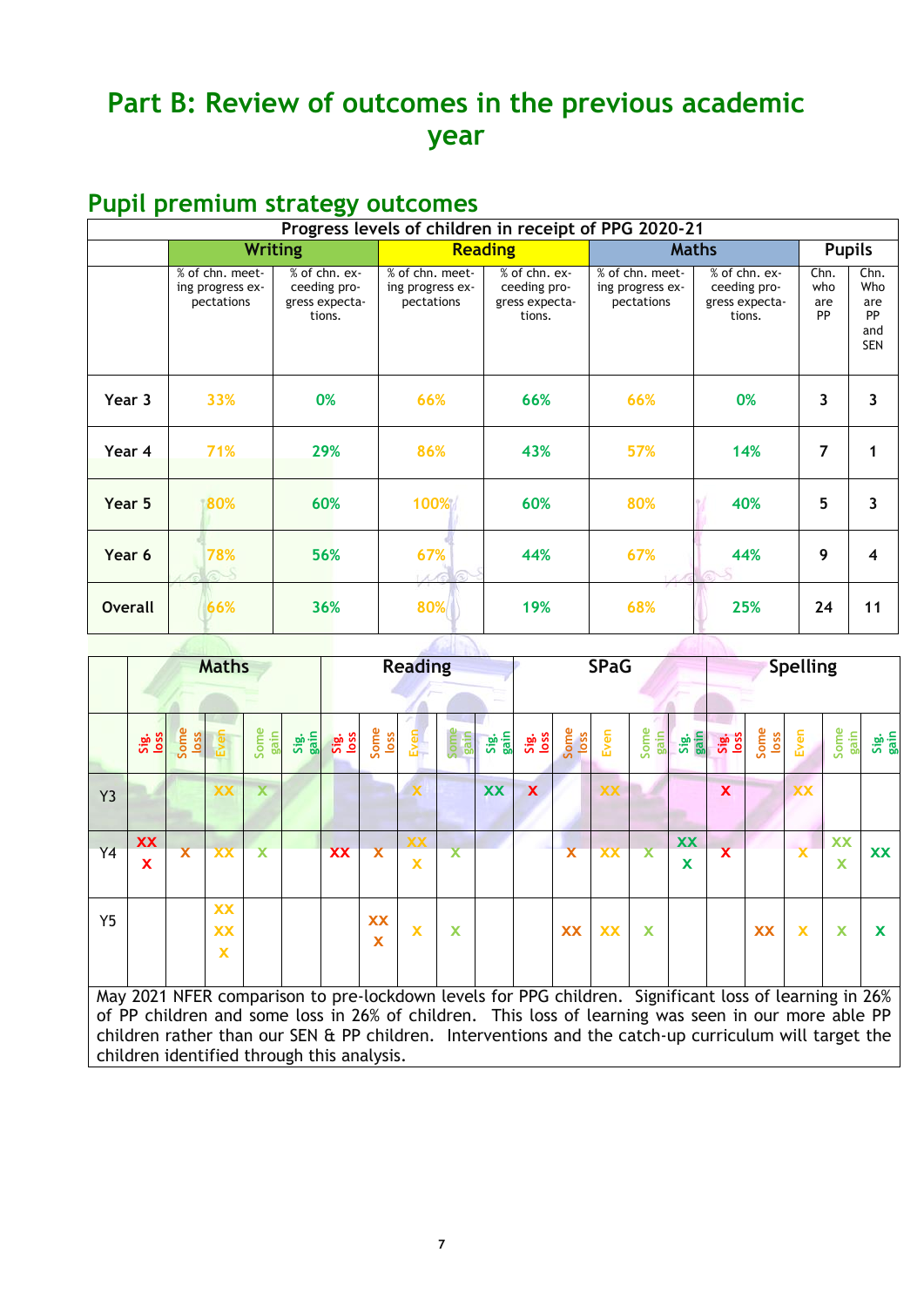# Part B: Review of outcomes in the previous academic year

## Pupil premium strategy outcomes

| Progress levels of children in receipt of PPG 2020-21 | | | | | | | | |
|---|---|---|---|---|---|---|---|---|
| | Writing | | Reading | | Maths | | Pupils | |
| | % of chn. meeting progress expectations | % of chn. exceeding progress expectations. | % of chn. meeting progress expectations | % of chn. exceeding progress expectations. | % of chn. meeting progress expectations | % of chn. exceeding progress expectations. | Chn. who are PP | Chn. Who are PP and SEN |
| Year 3 | 33% | 0% | 66% | 66% | 66% | 0% | 3 | 3 |
| Year 4 | 71% | 29% | 86% | 43% | 57% | 14% | 7 | 1 |
| Year 5 | 80% | 60% | 100% | 60% | 80% | 40% | 5 | 3 |
| Year 6 | 78% | 56% | 67% | 44% | 67% | 44% | 9 | 4 |
| Overall | 66% | 36% | 80% | 19% | 68% | 25% | 24 | 11 |

| | Maths | | | | | Reading | | | | | SPaG | | | | | Spelling | | | | |
|---|---|---|---|---|---|---|---|---|---|---|---|---|---|---|---|---|---|---|---|---|
| | Sig. loss | Some loss | Even | Some gain | Sig. gain | Sig. loss | Some loss | Even | Some gain | Sig. gain | Sig. loss | Some loss | Even | Some gain | Sig. gain | Sig. loss | Some loss | Even | Some gain | Sig. gain |
| Y3 | | | XX | X | | | | X | | XX | X | | XX | | | X | | XX | | |
| Y4 | XX X | X | XX | X | | XX | X | XX X | X | | | X | XX | X | XX X | X | | X | XX X | XX |
| Y5 | | | XX XX X | | | | XX X | X | X | | | XX | XX | X | | | XX | X | X | X |

May 2021 NFER comparison to pre-lockdown levels for PPG children. Significant loss of learning in 26% of PP children and some loss in 26% of children. This loss of learning was seen in our more able PP children rather than our SEN & PP children. Interventions and the catch-up curriculum will target the children identified through this analysis.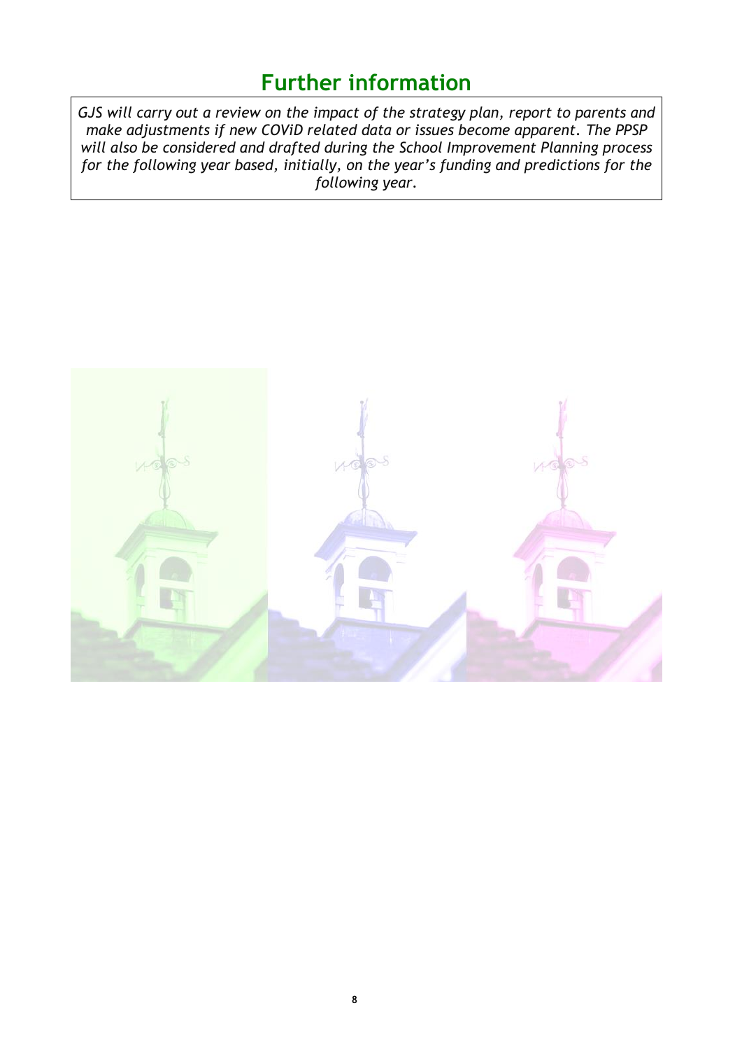# Further information

*GJS will carry out a review on the impact of the strategy plan, report to parents and make adjustments if new COViD related data or issues become apparent. The PPSP will also be considered and drafted during the School Improvement Planning process for the following year based, initially, on the year's funding and predictions for the following year.*